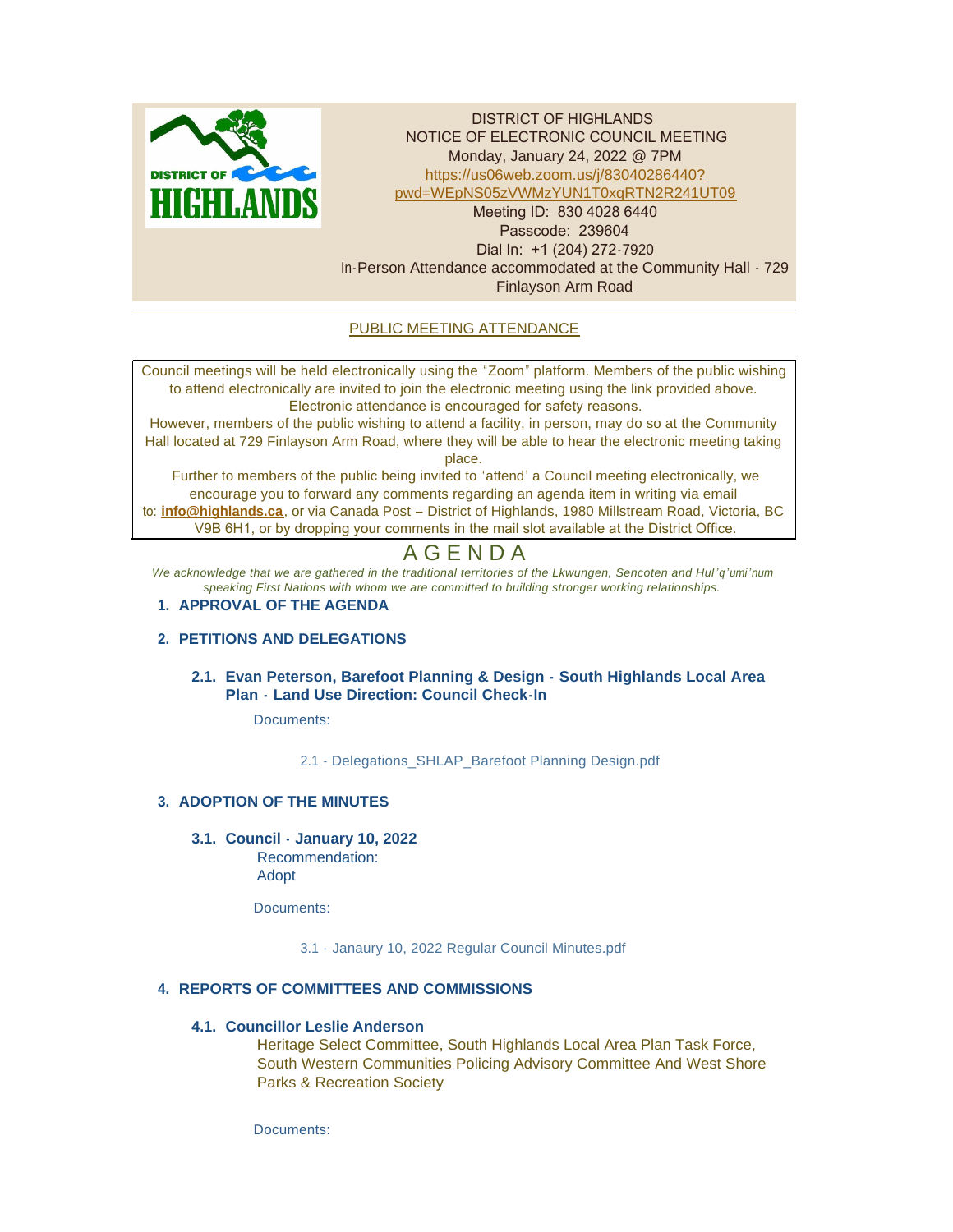DISTRICT OF HIGHLANDS
NOTICE OF ELECTRONIC COUNCIL MEETING
Monday, January 24, 2022 @ 7PM
https://us06web.zoom.us/j/83040286440?pwd=WEpNS05zVWMzYUN1T0xqRTN2R241UT09
Meeting ID: 830 4028 6440
Passcode: 239604
Dial In: +1 (204) 272-7920
In-Person Attendance accommodated at the Community Hall - 729 Finlayson Arm Road

PUBLIC MEETING ATTENDANCE

Council meetings will be held electronically using the "Zoom" platform. Members of the public wishing to attend electronically are invited to join the electronic meeting using the link provided above. Electronic attendance is encouraged for safety reasons.

However, members of the public wishing to attend a facility, in person, may do so at the Community Hall located at 729 Finlayson Arm Road, where they will be able to hear the electronic meeting taking place.

Further to members of the public being invited to 'attend' a Council meeting electronically, we encourage you to forward any comments regarding an agenda item in writing via email to: **info@highlands.ca**, or via Canada Post – District of Highlands, 1980 Millstream Road, Victoria, BC V9B 6H1, or by dropping your comments in the mail slot available at the District Office.

# AGENDA

*We acknowledge that we are gathered in the traditional territories of the Lkwungen, Sencoten and Hul'q'umi'num speaking First Nations with whom we are committed to building stronger working relationships.*

## 1. APPROVAL OF THE AGENDA

## 2. PETITIONS AND DELEGATIONS

### 2.1. Evan Peterson, Barefoot Planning & Design - South Highlands Local Area Plan - Land Use Direction: Council Check-In

Documents:

2.1 - Delegations_SHLAP_Barefoot Planning Design.pdf

## 3. ADOPTION OF THE MINUTES

### 3.1. Council - January 10, 2022

Recommendation:
Adopt

Documents:

3.1 - Janaury 10, 2022 Regular Council Minutes.pdf

## 4. REPORTS OF COMMITTEES AND COMMISSIONS

### 4.1. Councillor Leslie Anderson

Heritage Select Committee, South Highlands Local Area Plan Task Force, South Western Communities Policing Advisory Committee And West Shore Parks & Recreation Society

Documents: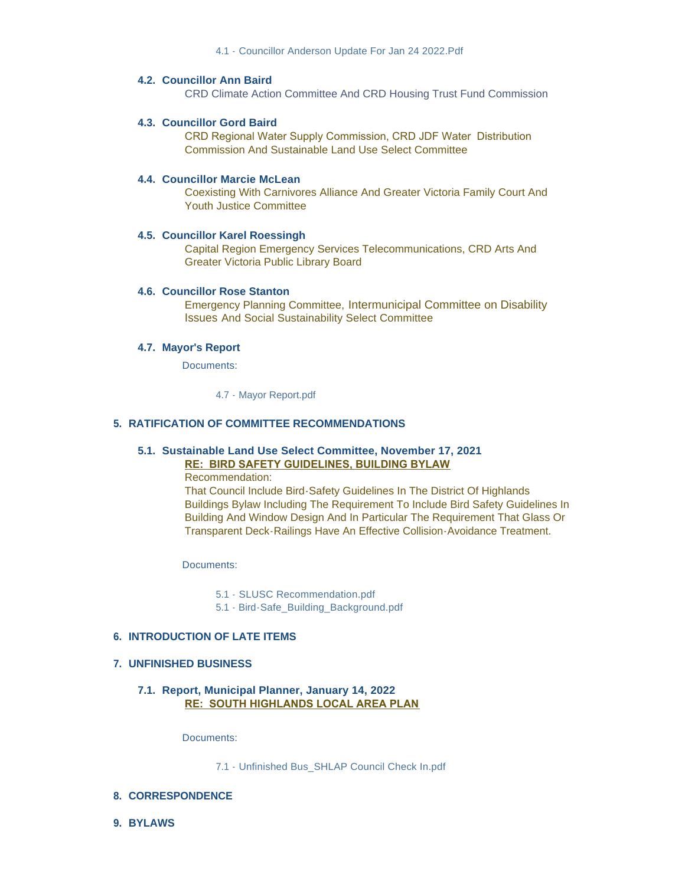4.1 - Councillor Anderson Update For Jan 24 2022.Pdf

### 4.2. Councillor Ann Baird

CRD Climate Action Committee And CRD Housing Trust Fund Commission

### 4.3. Councillor Gord Baird

CRD Regional Water Supply Commission, CRD JDF Water Distribution Commission And Sustainable Land Use Select Committee

### 4.4. Councillor Marcie McLean

Coexisting With Carnivores Alliance And Greater Victoria Family Court And Youth Justice Committee

### 4.5. Councillor Karel Roessingh

Capital Region Emergency Services Telecommunications, CRD Arts And Greater Victoria Public Library Board

### 4.6. Councillor Rose Stanton

Emergency Planning Committee, Intermunicipal Committee on Disability Issues And Social Sustainability Select Committee

### 4.7. Mayor's Report

Documents:

4.7 - Mayor Report.pdf

## 5. RATIFICATION OF COMMITTEE RECOMMENDATIONS

### 5.1. Sustainable Land Use Select Committee, November 17, 2021

**RE: BIRD SAFETY GUIDELINES, BUILDING BYLAW**

Recommendation:

That Council Include Bird-Safety Guidelines In The District Of Highlands Buildings Bylaw Including The Requirement To Include Bird Safety Guidelines In Building And Window Design And In Particular The Requirement That Glass Or Transparent Deck-Railings Have An Effective Collision-Avoidance Treatment.

Documents:

5.1 - SLUSC Recommendation.pdf
5.1 - Bird-Safe_Building_Background.pdf

## 6. INTRODUCTION OF LATE ITEMS

## 7. UNFINISHED BUSINESS

### 7.1. Report, Municipal Planner, January 14, 2022

**RE: SOUTH HIGHLANDS LOCAL AREA PLAN**

Documents:

7.1 - Unfinished Bus_SHLAP Council Check In.pdf

## 8. CORRESPONDENCE

## 9. BYLAWS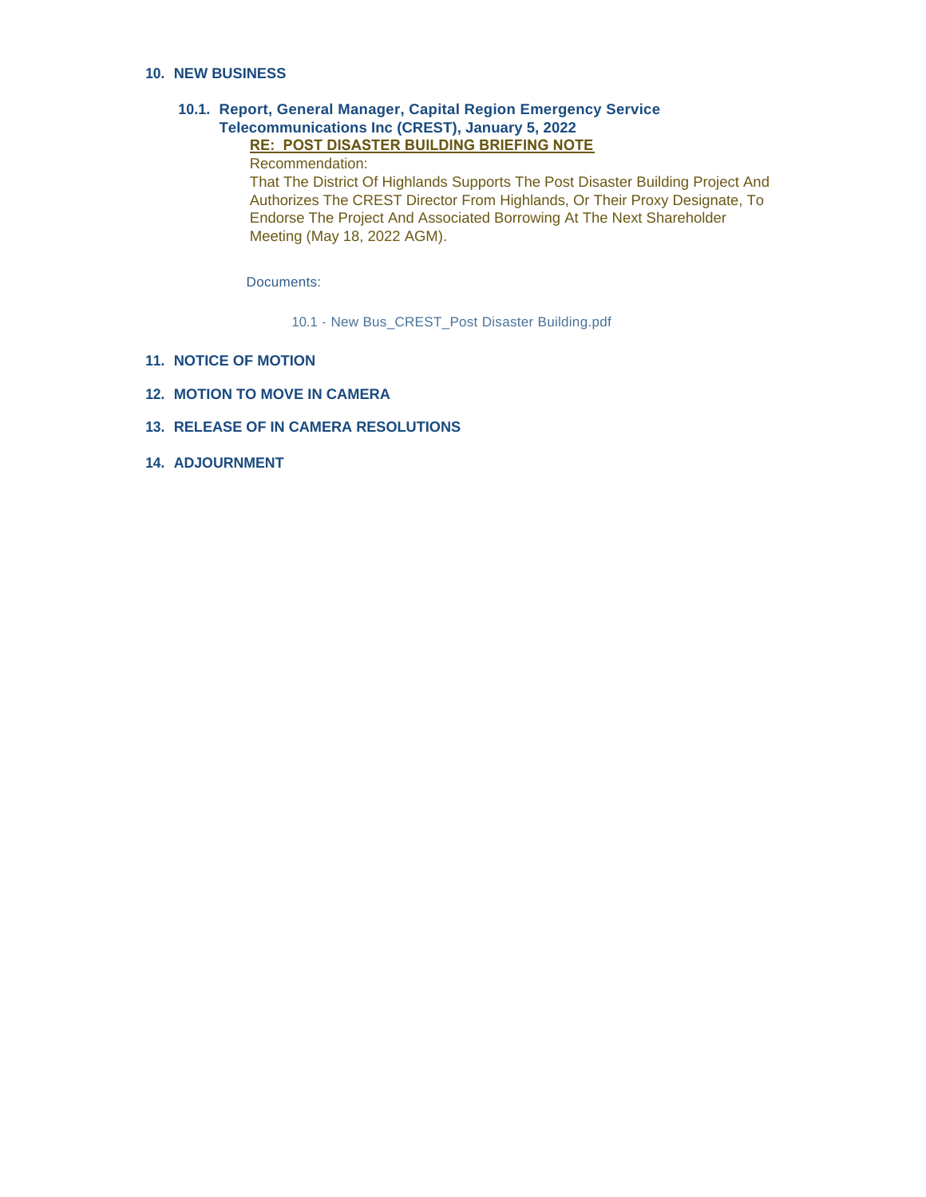## 10. NEW BUSINESS

### 10.1. Report, General Manager, Capital Region Emergency Service Telecommunications Inc (CREST), January 5, 2022

**RE: POST DISASTER BUILDING BRIEFING NOTE**

Recommendation:

That The District Of Highlands Supports The Post Disaster Building Project And Authorizes The CREST Director From Highlands, Or Their Proxy Designate, To Endorse The Project And Associated Borrowing At The Next Shareholder Meeting (May 18, 2022 AGM).

Documents:

10.1 - New Bus_CREST_Post Disaster Building.pdf

## 11. NOTICE OF MOTION

## 12. MOTION TO MOVE IN CAMERA

## 13. RELEASE OF IN CAMERA RESOLUTIONS

## 14. ADJOURNMENT